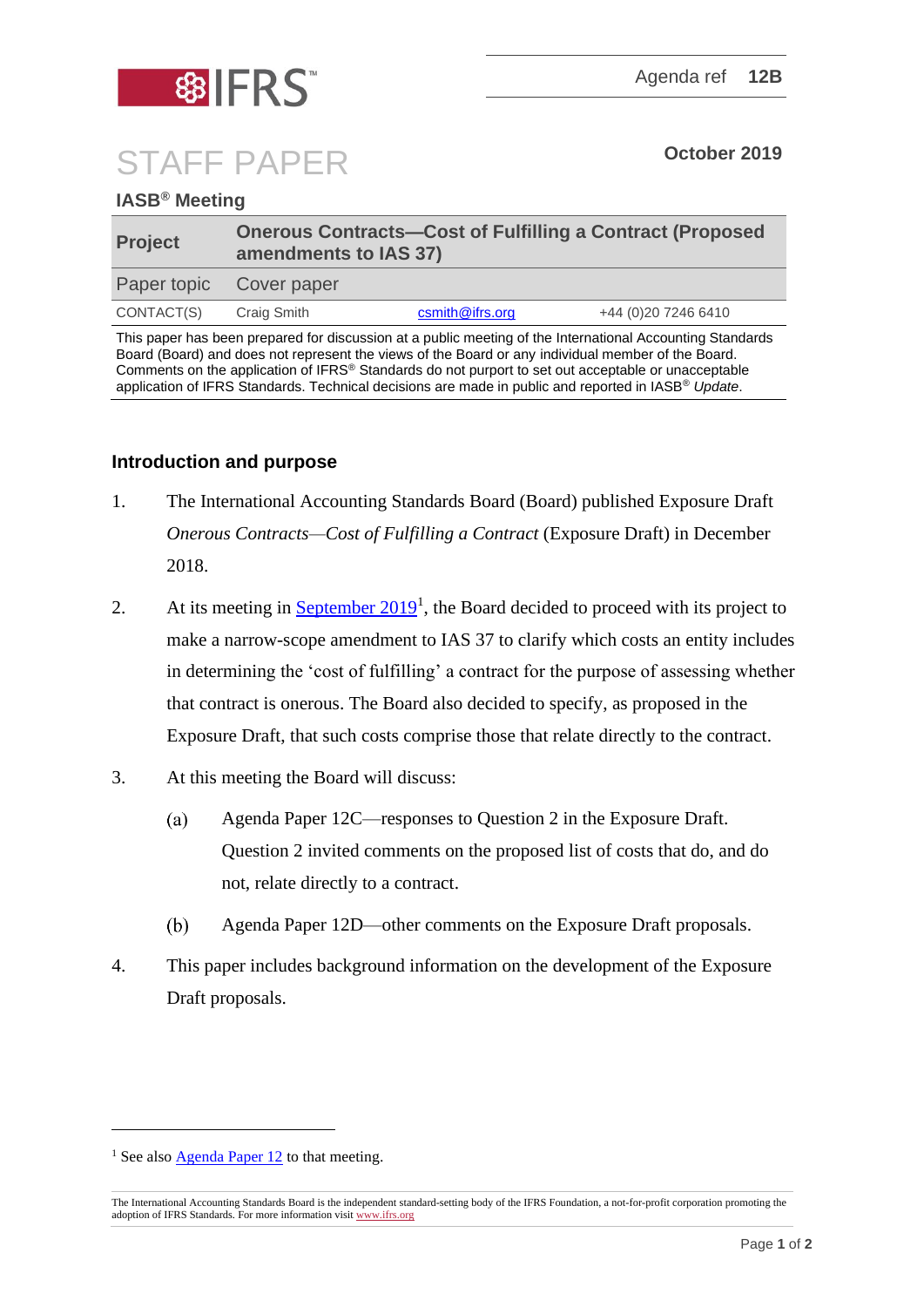IFRS

Agenda ref **12B**

# STAFF PAPER

**October 2019**

**IASB® Meeting**

| | | | |
|---|---|---|---|
| **Project** | **Onerous Contracts—Cost of Fulfilling a Contract (Proposed amendments to IAS 37)** | | |
| Paper topic | Cover paper | | |
| CONTACT(S) | Craig Smith | csmith@ifrs.org | +44 (0)20 7246 6410 |

This paper has been prepared for discussion at a public meeting of the International Accounting Standards Board (Board) and does not represent the views of the Board or any individual member of the Board. Comments on the application of IFRS® Standards do not purport to set out acceptable or unacceptable application of IFRS Standards. Technical decisions are made in public and reported in IASB® *Update*.

## Introduction and purpose

1. The International Accounting Standards Board (Board) published Exposure Draft *Onerous Contracts—Cost of Fulfilling a Contract* (Exposure Draft) in December 2018.

2. At its meeting in September 2019[1], the Board decided to proceed with its project to make a narrow-scope amendment to IAS 37 to clarify which costs an entity includes in determining the 'cost of fulfilling' a contract for the purpose of assessing whether that contract is onerous. The Board also decided to specify, as proposed in the Exposure Draft, that such costs comprise those that relate directly to the contract.

3. At this meeting the Board will discuss:

   (a) Agenda Paper 12C—responses to Question 2 in the Exposure Draft. Question 2 invited comments on the proposed list of costs that do, and do not, relate directly to a contract.

   (b) Agenda Paper 12D—other comments on the Exposure Draft proposals.

4. This paper includes background information on the development of the Exposure Draft proposals.

[1] See also Agenda Paper 12 to that meeting.

The International Accounting Standards Board is the independent standard-setting body of the IFRS Foundation, a not-for-profit corporation promoting the adoption of IFRS Standards. For more information visit www.ifrs.org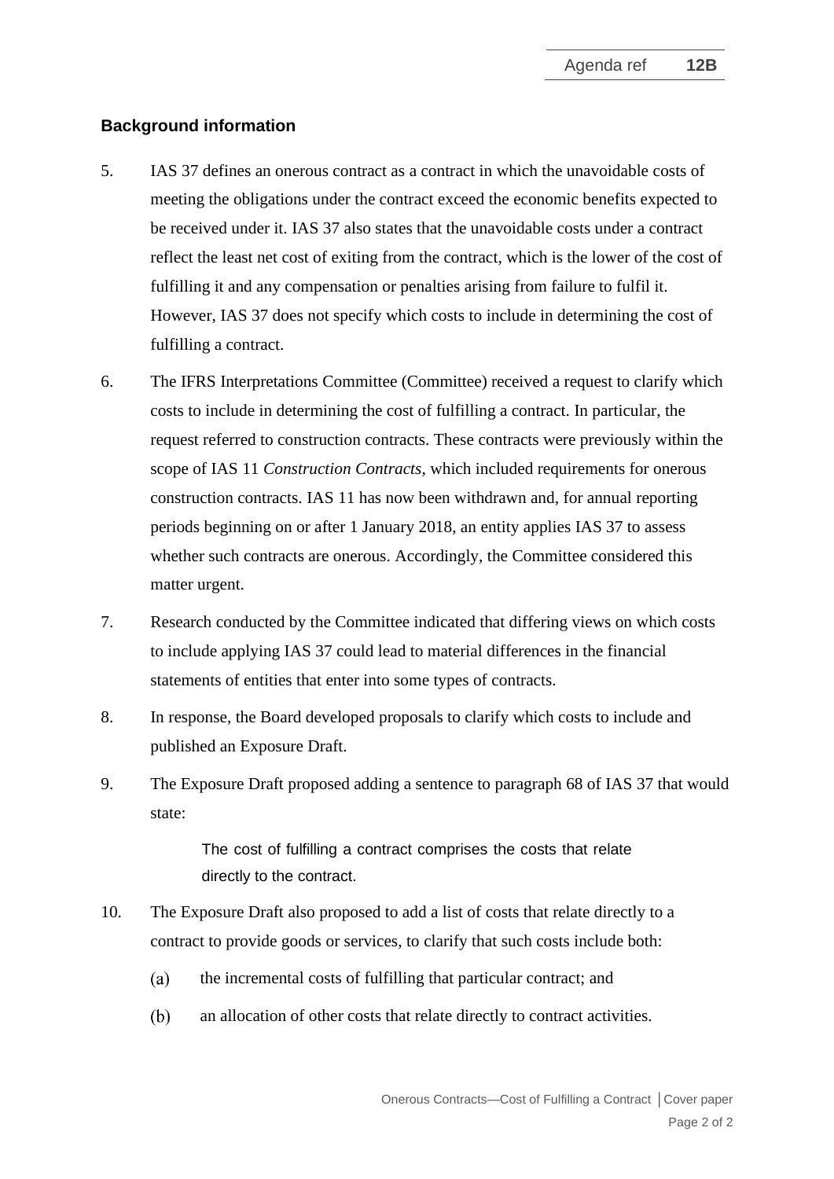## Background information

5. IAS 37 defines an onerous contract as a contract in which the unavoidable costs of meeting the obligations under the contract exceed the economic benefits expected to be received under it. IAS 37 also states that the unavoidable costs under a contract reflect the least net cost of exiting from the contract, which is the lower of the cost of fulfilling it and any compensation or penalties arising from failure to fulfil it. However, IAS 37 does not specify which costs to include in determining the cost of fulfilling a contract.

6. The IFRS Interpretations Committee (Committee) received a request to clarify which costs to include in determining the cost of fulfilling a contract. In particular, the request referred to construction contracts. These contracts were previously within the scope of IAS 11 *Construction Contracts*, which included requirements for onerous construction contracts. IAS 11 has now been withdrawn and, for annual reporting periods beginning on or after 1 January 2018, an entity applies IAS 37 to assess whether such contracts are onerous. Accordingly, the Committee considered this matter urgent.

7. Research conducted by the Committee indicated that differing views on which costs to include applying IAS 37 could lead to material differences in the financial statements of entities that enter into some types of contracts.

8. In response, the Board developed proposals to clarify which costs to include and published an Exposure Draft.

9. The Exposure Draft proposed adding a sentence to paragraph 68 of IAS 37 that would state:

> The cost of fulfilling a contract comprises the costs that relate directly to the contract.

10. The Exposure Draft also proposed to add a list of costs that relate directly to a contract to provide goods or services, to clarify that such costs include both:

    (a) the incremental costs of fulfilling that particular contract; and

    (b) an allocation of other costs that relate directly to contract activities.